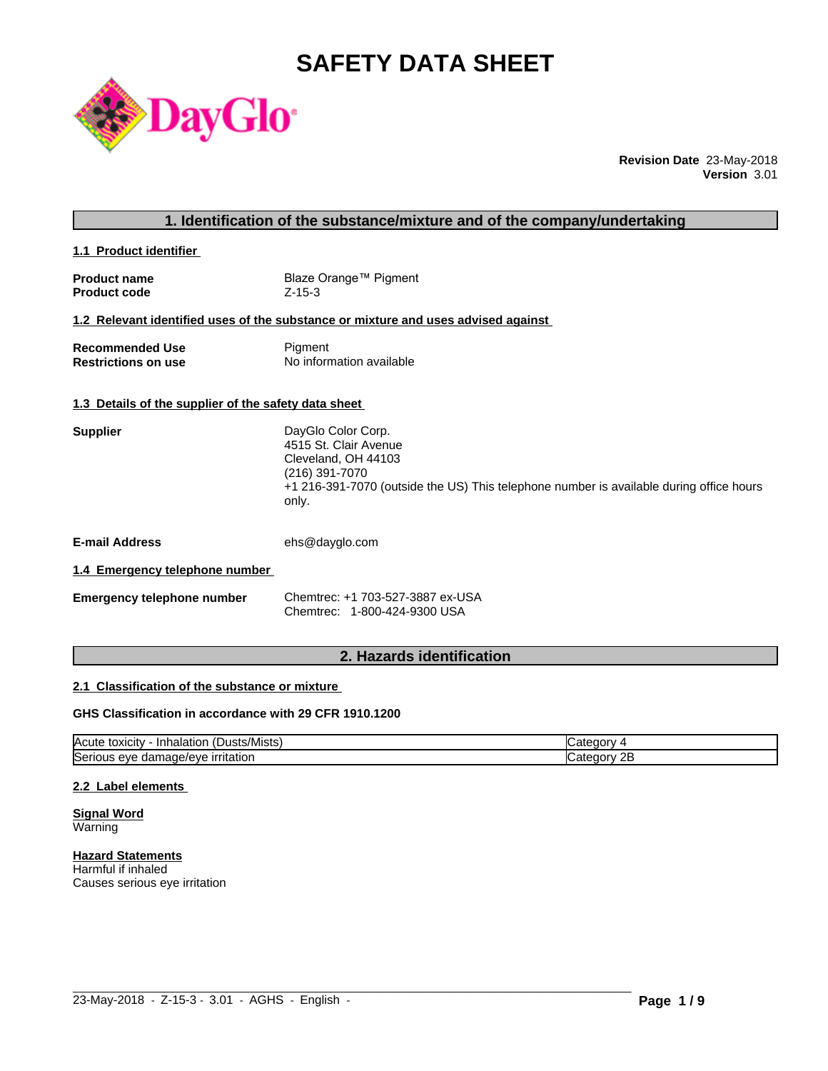# SAFETY DATA SHEET

**Revision Date** 23-May-2018
**Version** 3.01

## 1. Identification of the substance/mixture and of the company/undertaking

### 1.1 Product identifier

**Product name** Blaze Orange™ Pigment
**Product code** Z-15-3

### 1.2 Relevant identified uses of the substance or mixture and uses advised against

**Recommended Use** Pigment
**Restrictions on use** No information available

### 1.3 Details of the supplier of the safety data sheet

**Supplier**
DayGlo Color Corp.
4515 St. Clair Avenue
Cleveland, OH 44103
(216) 391-7070
+1 216-391-7070 (outside the US) This telephone number is available during office hours only.

**E-mail Address** ehs@dayglo.com

### 1.4 Emergency telephone number

**Emergency telephone number**
Chemtrec: +1 703-527-3887 ex-USA
Chemtrec: 1-800-424-9300 USA

## 2. Hazards identification

### 2.1 Classification of the substance or mixture

**GHS Classification in accordance with 29 CFR 1910.1200**

| | |
|---|---|
| Acute toxicity - Inhalation (Dusts/Mists) | Category 4 |
| Serious eye damage/eye irritation | Category 2B |

### 2.2 Label elements

**Signal Word**
Warning

**Hazard Statements**
Harmful if inhaled
Causes serious eye irritation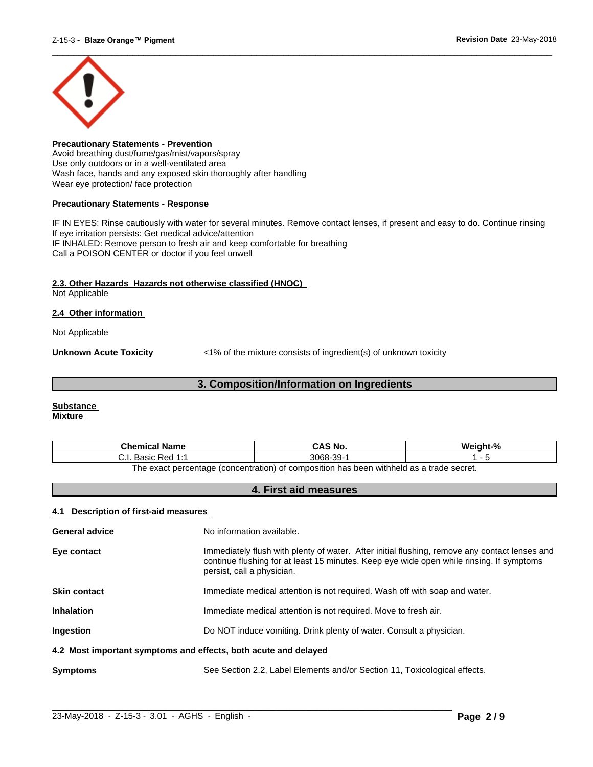**Precautionary Statements - Prevention**
Avoid breathing dust/fume/gas/mist/vapors/spray
Use only outdoors or in a well-ventilated area
Wash face, hands and any exposed skin thoroughly after handling
Wear eye protection/ face protection

**Precautionary Statements - Response**

IF IN EYES: Rinse cautiously with water for several minutes. Remove contact lenses, if present and easy to do. Continue rinsing
If eye irritation persists: Get medical advice/attention
IF INHALED: Remove person to fresh air and keep comfortable for breathing
Call a POISON CENTER or doctor if you feel unwell

### 2.3. Other Hazards Hazards not otherwise classified (HNOC)

Not Applicable

### 2.4 Other information

Not Applicable

**Unknown Acute Toxicity** <1% of the mixture consists of ingredient(s) of unknown toxicity

## 3. Composition/Information on Ingredients

**Substance**
**Mixture**

| Chemical Name | CAS No. | Weight-% |
|---|---|---|
| C.I. Basic Red 1:1 | 3068-39-1 | 1 - 5 |

The exact percentage (concentration) of composition has been withheld as a trade secret.

## 4. First aid measures

### 4.1 Description of first-aid measures

**General advice** No information available.

**Eye contact** Immediately flush with plenty of water. After initial flushing, remove any contact lenses and continue flushing for at least 15 minutes. Keep eye wide open while rinsing. If symptoms persist, call a physician.

**Skin contact** Immediate medical attention is not required. Wash off with soap and water.

**Inhalation** Immediate medical attention is not required. Move to fresh air.

**Ingestion** Do NOT induce vomiting. Drink plenty of water. Consult a physician.

### 4.2 Most important symptoms and effects, both acute and delayed

**Symptoms** See Section 2.2, Label Elements and/or Section 11, Toxicological effects.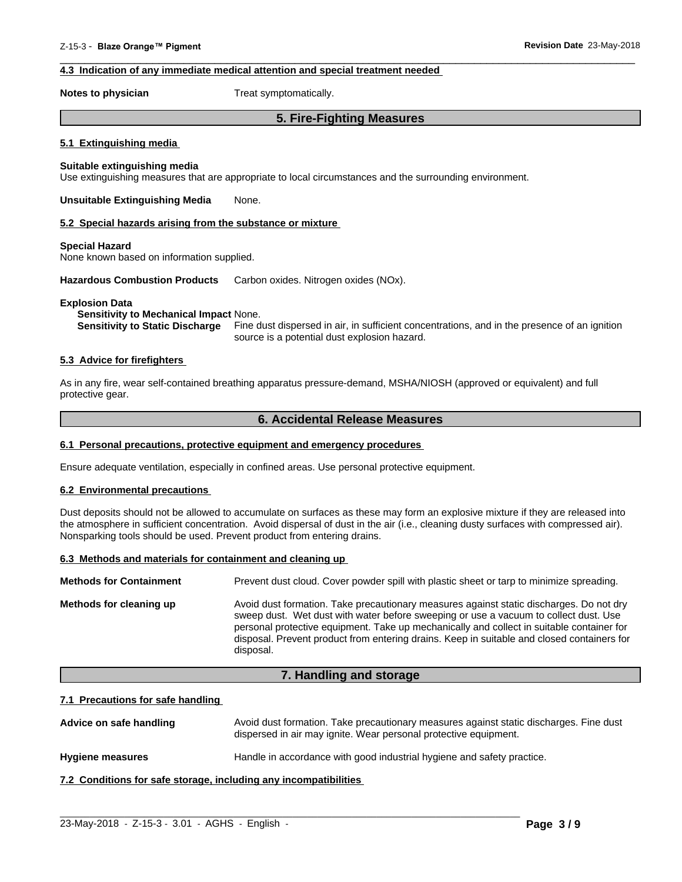#### 4.3 Indication of any immediate medical attention and special treatment needed

**Notes to physician** Treat symptomatically.

## 5. Fire-Fighting Measures

#### 5.1 Extinguishing media

**Suitable extinguishing media**
Use extinguishing measures that are appropriate to local circumstances and the surrounding environment.

**Unsuitable Extinguishing Media** None.

#### 5.2 Special hazards arising from the substance or mixture

**Special Hazard**
None known based on information supplied.

**Hazardous Combustion Products** Carbon oxides. Nitrogen oxides (NOx).

**Explosion Data**
**Sensitivity to Mechanical Impact** None.
**Sensitivity to Static Discharge** Fine dust dispersed in air, in sufficient concentrations, and in the presence of an ignition source is a potential dust explosion hazard.

#### 5.3 Advice for firefighters

As in any fire, wear self-contained breathing apparatus pressure-demand, MSHA/NIOSH (approved or equivalent) and full protective gear.

## 6. Accidental Release Measures

#### 6.1 Personal precautions, protective equipment and emergency procedures

Ensure adequate ventilation, especially in confined areas. Use personal protective equipment.

#### 6.2 Environmental precautions

Dust deposits should not be allowed to accumulate on surfaces as these may form an explosive mixture if they are released into the atmosphere in sufficient concentration. Avoid dispersal of dust in the air (i.e., cleaning dusty surfaces with compressed air). Nonsparking tools should be used. Prevent product from entering drains.

#### 6.3 Methods and materials for containment and cleaning up

**Methods for Containment** Prevent dust cloud. Cover powder spill with plastic sheet or tarp to minimize spreading.

**Methods for cleaning up** Avoid dust formation. Take precautionary measures against static discharges. Do not dry sweep dust. Wet dust with water before sweeping or use a vacuum to collect dust. Use personal protective equipment. Take up mechanically and collect in suitable container for disposal. Prevent product from entering drains. Keep in suitable and closed containers for disposal.

## 7. Handling and storage

#### 7.1 Precautions for safe handling

**Advice on safe handling** Avoid dust formation. Take precautionary measures against static discharges. Fine dust dispersed in air may ignite. Wear personal protective equipment.

**Hygiene measures** Handle in accordance with good industrial hygiene and safety practice.

#### 7.2 Conditions for safe storage, including any incompatibilities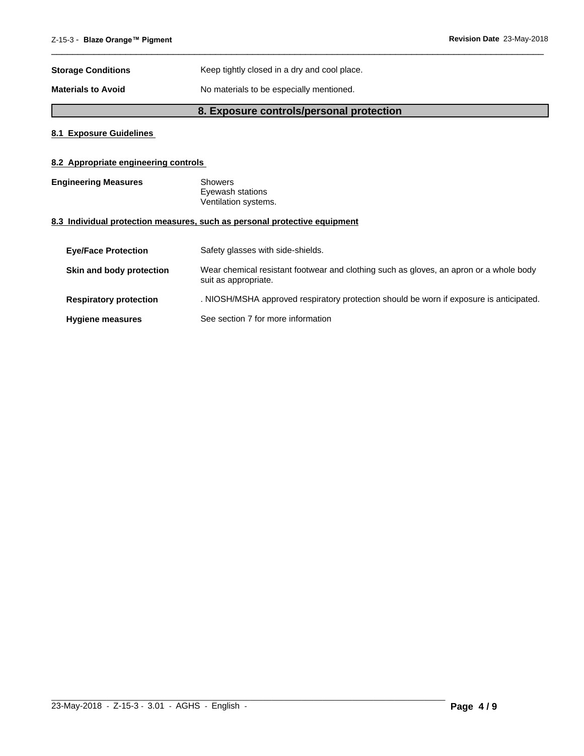**Storage Conditions** Keep tightly closed in a dry and cool place.

**Materials to Avoid** No materials to be especially mentioned.

## 8. Exposure controls/personal protection

### 8.1 Exposure Guidelines

### 8.2 Appropriate engineering controls

**Engineering Measures**

Showers
Eyewash stations
Ventilation systems.

### 8.3 Individual protection measures, such as personal protective equipment

**Eye/Face Protection** Safety glasses with side-shields.

**Skin and body protection** Wear chemical resistant footwear and clothing such as gloves, an apron or a whole body suit as appropriate.

**Respiratory protection** . NIOSH/MSHA approved respiratory protection should be worn if exposure is anticipated.

**Hygiene measures** See section 7 for more information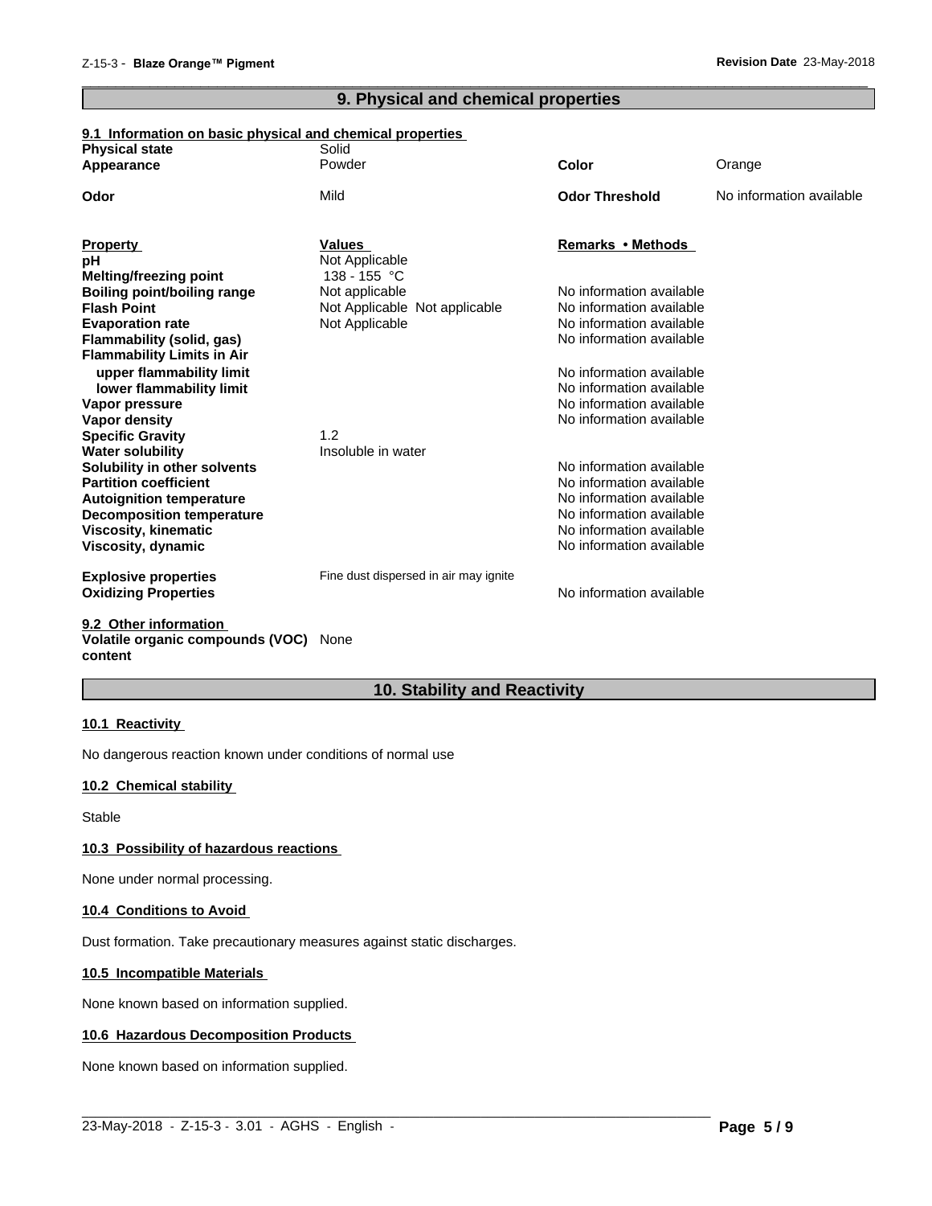## 9. Physical and chemical properties

### 9.1 Information on basic physical and chemical properties

| | | | |
|---|---|---|---|
| **Physical state** | Solid | | |
| **Appearance** | Powder | **Color** | Orange |
| **Odor** | Mild | **Odor Threshold** | No information available |

| **Property** | **Values** | **Remarks • Methods** |
|---|---|---|
| **pH** | Not Applicable | |
| **Melting/freezing point** | 138 - 155 °C | |
| **Boiling point/boiling range** | Not applicable | No information available |
| **Flash Point** | Not Applicable Not applicable | No information available |
| **Evaporation rate** | Not Applicable | No information available |
| **Flammability (solid, gas)** | | No information available |
| **Flammability Limits in Air** | | |
| upper flammability limit | | No information available |
| lower flammability limit | | No information available |
| **Vapor pressure** | | No information available |
| **Vapor density** | | No information available |
| **Specific Gravity** | 1.2 | |
| **Water solubility** | Insoluble in water | |
| **Solubility in other solvents** | | No information available |
| **Partition coefficient** | | No information available |
| **Autoignition temperature** | | No information available |
| **Decomposition temperature** | | No information available |
| **Viscosity, kinematic** | | No information available |
| **Viscosity, dynamic** | | No information available |
| **Explosive properties** | Fine dust dispersed in air may ignite | |
| **Oxidizing Properties** | | No information available |

### 9.2 Other information

**Volatile organic compounds (VOC) content** None

## 10. Stability and Reactivity

### 10.1 Reactivity

No dangerous reaction known under conditions of normal use

### 10.2 Chemical stability

Stable

### 10.3 Possibility of hazardous reactions

None under normal processing.

### 10.4 Conditions to Avoid

Dust formation. Take precautionary measures against static discharges.

### 10.5 Incompatible Materials

None known based on information supplied.

### 10.6 Hazardous Decomposition Products

None known based on information supplied.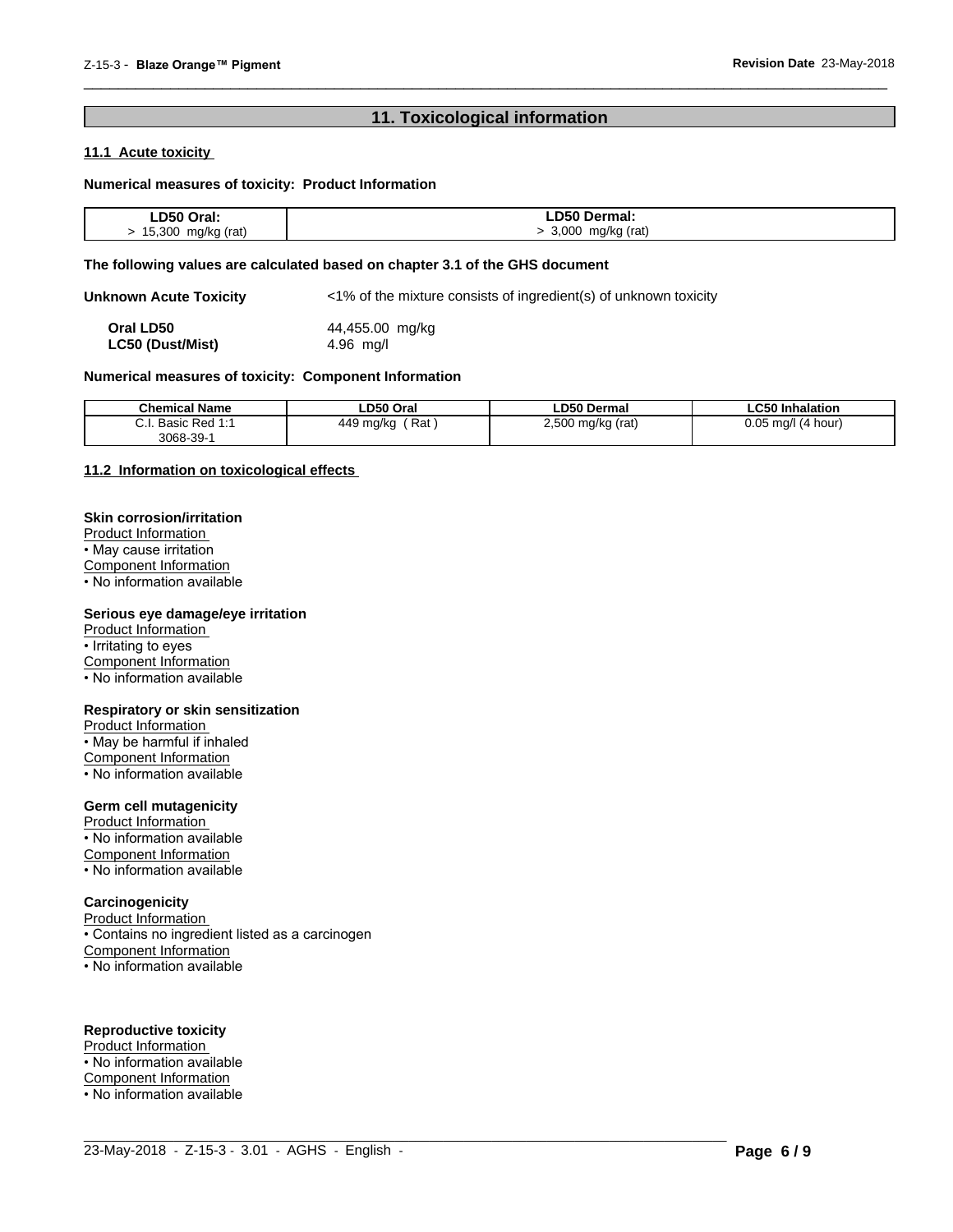## 11. Toxicological information

### 11.1 Acute toxicity

**Numerical measures of toxicity: Product Information**

| LD50 Oral: | LD50 Dermal: |
|---|---|
| > 15,300 mg/kg (rat) | > 3,000 mg/kg (rat) |

**The following values are calculated based on chapter 3.1 of the GHS document**

**Unknown Acute Toxicity** <1% of the mixture consists of ingredient(s) of unknown toxicity

**Oral LD50** 44,455.00 mg/kg
**LC50 (Dust/Mist)** 4.96 mg/l

**Numerical measures of toxicity: Component Information**

| Chemical Name | LD50 Oral | LD50 Dermal | LC50 Inhalation |
|---|---|---|---|
| C.I. Basic Red 1:1 3068-39-1 | 449 mg/kg ( Rat ) | 2,500 mg/kg (rat) | 0.05 mg/l (4 hour) |

### 11.2 Information on toxicological effects

**Skin corrosion/irritation**
Product Information
• May cause irritation
Component Information
• No information available

**Serious eye damage/eye irritation**
Product Information
• Irritating to eyes
Component Information
• No information available

**Respiratory or skin sensitization**
Product Information
• May be harmful if inhaled
Component Information
• No information available

**Germ cell mutagenicity**
Product Information
• No information available
Component Information
• No information available

**Carcinogenicity**
Product Information
• Contains no ingredient listed as a carcinogen
Component Information
• No information available

**Reproductive toxicity**
Product Information
• No information available
Component Information
• No information available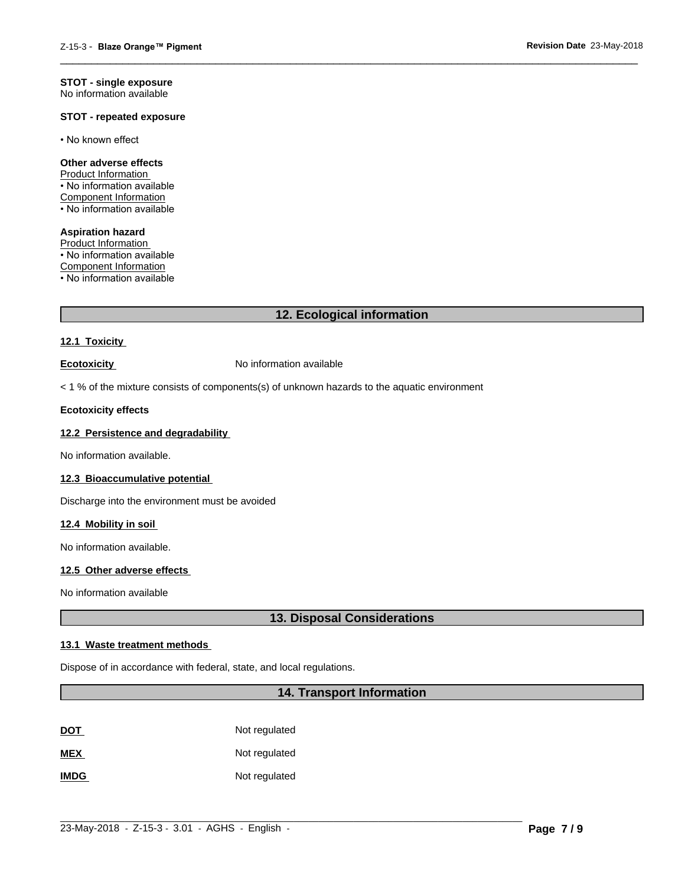**STOT - single exposure**
No information available

**STOT - repeated exposure**

• No known effect

**Other adverse effects**
Product Information
• No information available
Component Information
• No information available

**Aspiration hazard**
Product Information
• No information available
Component Information
• No information available

## 12. Ecological information

**12.1 Toxicity**

**Ecotoxicity** No information available

< 1 % of the mixture consists of components(s) of unknown hazards to the aquatic environment

**Ecotoxicity effects**

**12.2 Persistence and degradability**

No information available.

**12.3 Bioaccumulative potential**

Discharge into the environment must be avoided

**12.4 Mobility in soil**

No information available.

**12.5 Other adverse effects**

No information available

## 13. Disposal Considerations

**13.1 Waste treatment methods**

Dispose of in accordance with federal, state, and local regulations.

## 14. Transport Information

| | |
|---|---|
| **DOT** | Not regulated |
| **MEX** | Not regulated |
| **IMDG** | Not regulated |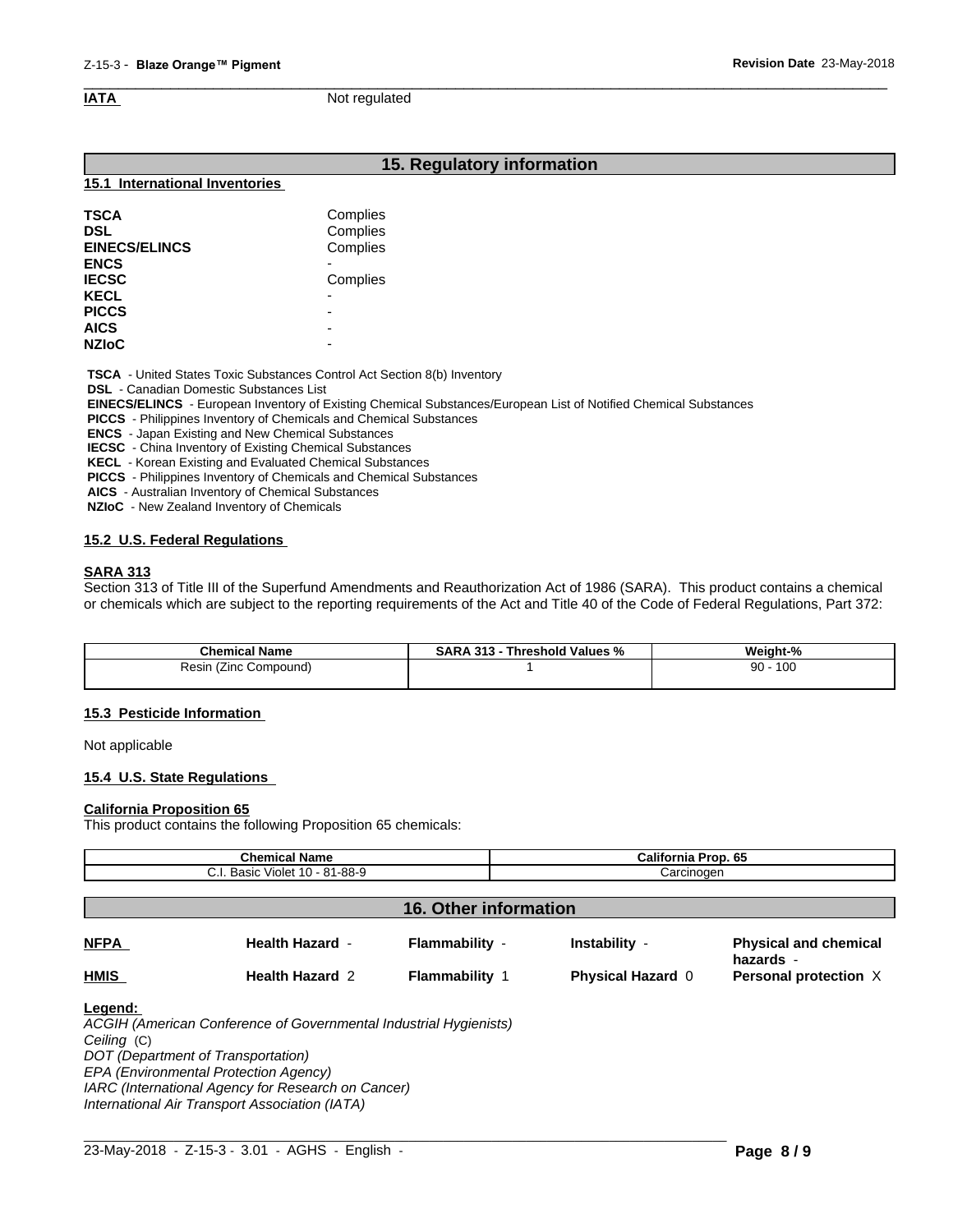**IATA** Not regulated

## 15. Regulatory information

### 15.1 International Inventories

| | |
|---|---|
| **TSCA** | Complies |
| **DSL** | Complies |
| **EINECS/ELINCS** | Complies |
| **ENCS** | - |
| **IECSC** | Complies |
| **KECL** | - |
| **PICCS** | - |
| **AICS** | - |
| **NZIoC** | - |

**TSCA** - United States Toxic Substances Control Act Section 8(b) Inventory
**DSL** - Canadian Domestic Substances List
**EINECS/ELINCS** - European Inventory of Existing Chemical Substances/European List of Notified Chemical Substances
**PICCS** - Philippines Inventory of Chemicals and Chemical Substances
**ENCS** - Japan Existing and New Chemical Substances
**IECSC** - China Inventory of Existing Chemical Substances
**KECL** - Korean Existing and Evaluated Chemical Substances
**PICCS** - Philippines Inventory of Chemicals and Chemical Substances
**AICS** - Australian Inventory of Chemical Substances
**NZIoC** - New Zealand Inventory of Chemicals

### 15.2 U.S. Federal Regulations

**SARA 313**

Section 313 of Title III of the Superfund Amendments and Reauthorization Act of 1986 (SARA). This product contains a chemical or chemicals which are subject to the reporting requirements of the Act and Title 40 of the Code of Federal Regulations, Part 372:

| Chemical Name | SARA 313 - Threshold Values % | Weight-% |
|---|---|---|
| Resin (Zinc Compound) | 1 | 90 - 100 |

### 15.3 Pesticide Information

Not applicable

### 15.4 U.S. State Regulations

**California Proposition 65**

This product contains the following Proposition 65 chemicals:

| Chemical Name | California Prop. 65 |
|---|---|
| C.I. Basic Violet 10 - 81-88-9 | Carcinogen |

## 16. Other information

| | | | | |
|---|---|---|---|---|
| **NFPA** | **Health Hazard** - | **Flammability** - | **Instability** - | **Physical and chemical hazards** - |
| **HMIS** | **Health Hazard** 2 | **Flammability** 1 | **Physical Hazard** 0 | **Personal protection** X |

**Legend:**

*ACGIH (American Conference of Governmental Industrial Hygienists)*
*Ceiling* (C)
*DOT (Department of Transportation)*
*EPA (Environmental Protection Agency)*
*IARC (International Agency for Research on Cancer)*
*International Air Transport Association (IATA)*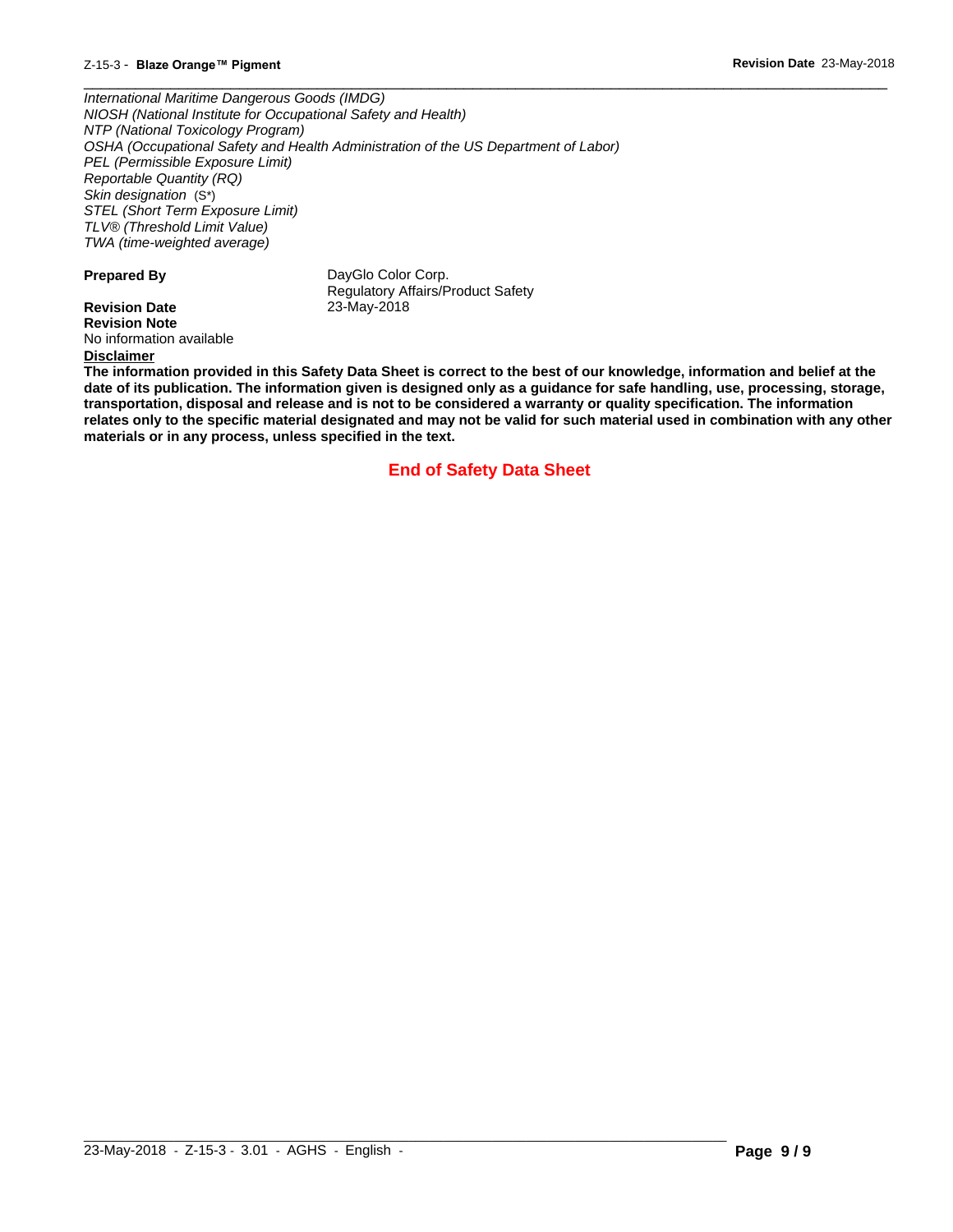*International Maritime Dangerous Goods (IMDG)*
*NIOSH (National Institute for Occupational Safety and Health)*
*NTP (National Toxicology Program)*
*OSHA (Occupational Safety and Health Administration of the US Department of Labor)*
*PEL (Permissible Exposure Limit)*
*Reportable Quantity (RQ)*
*Skin designation* (S*)
*STEL (Short Term Exposure Limit)*
*TLV® (Threshold Limit Value)*
*TWA (time-weighted average)*

**Prepared By** DayGlo Color Corp.
Regulatory Affairs/Product Safety

**Revision Date** 23-May-2018

**Revision Note**
No information available

**Disclaimer**

**The information provided in this Safety Data Sheet is correct to the best of our knowledge, information and belief at the date of its publication. The information given is designed only as a guidance for safe handling, use, processing, storage, transportation, disposal and release and is not to be considered a warranty or quality specification. The information relates only to the specific material designated and may not be valid for such material used in combination with any other materials or in any process, unless specified in the text.**

**End of Safety Data Sheet**